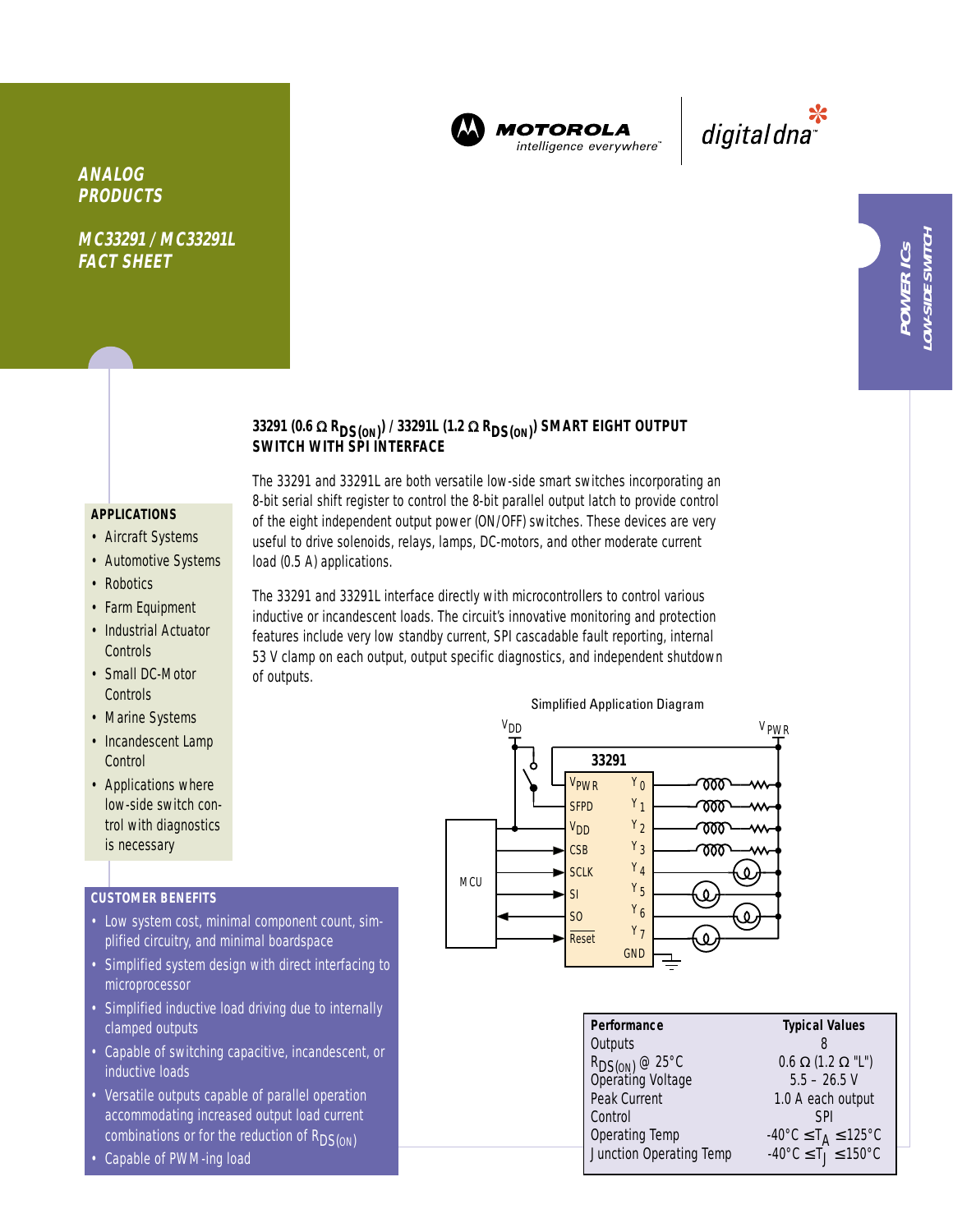ANALOG PRODUCTS

MC33291 / MC33291L FACT SHEET

MOTOROLA intelligence everywhere

digital dna

POWER ICs LOW-SIDE SWITCH

## 33291 (0.6 Ω $R_{DS(ON)}$) / 33291L (1.2 Ω $R_{DS(ON)}$) SMART EIGHT OUTPUT SWITCH WITH SPI INTERFACE

The 33291 and 33291L are both versatile low-side smart switches incorporating an 8-bit serial shift register to control the 8-bit parallel output latch to provide control of the eight independent output power (ON/OFF) switches. These devices are very useful to drive solenoids, relays, lamps, DC-motors, and other moderate current load (0.5 A) applications.

The 33291 and 33291L interface directly with microcontrollers to control various inductive or incandescent loads. The circuit's innovative monitoring and protection features include very low standby current, SPI cascadable fault reporting, internal 53 V clamp on each output, output specific diagnostics, and independent shutdown of outputs.

### APPLICATIONS

- Aircraft Systems
- Automotive Systems
- Robotics
- Farm Equipment
- Industrial Actuator Controls
- Small DC-Motor Controls
- Marine Systems
- Incandescent Lamp Control
- Applications where low-side switch control with diagnostics is necessary

### CUSTOMER BENEFITS

- Low system cost, minimal component count, simplified circuitry, and minimal boardspace
- Simplified system design with direct interfacing to microprocessor
- Simplified inductive load driving due to internally clamped outputs
- Capable of switching capacitive, incandescent, or inductive loads
- Versatile outputs capable of parallel operation accommodating increased output load current combinations or for the reduction of $R_{DS(ON)}$
- Capable of PWM-ing load

Simplified Application Diagram

| Performance | Typical Values |
|---|---|
| Outputs | 8 |
| $R_{DS(ON)}$ @ 25°C | 0.6 Ω (1.2 Ω "L") |
| Operating Voltage | 5.5 – 26.5 V |
| Peak Current | 1.0 A each output |
| Control | SPI |
| Operating Temp | -40°C ≤ $T_A$ ≤ 125°C |
| Junction Operating Temp | -40°C ≤ $T_J$ ≤ 150°C |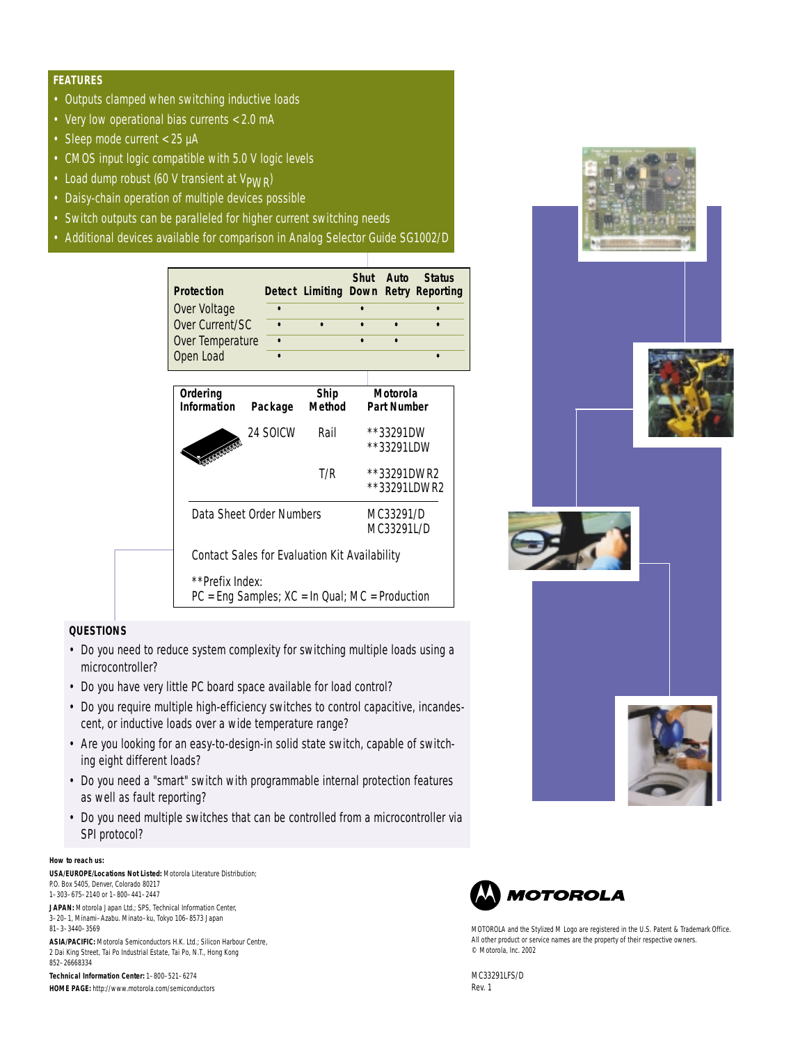## FEATURES

- Outputs clamped when switching inductive loads
- Very low operational bias currents < 2.0 mA
- Sleep mode current < 25 µA
- CMOS input logic compatible with 5.0 V logic levels
- Load dump robust (60 V transient at $V_{PWR}$)
- Daisy-chain operation of multiple devices possible
- Switch outputs can be paralleled for higher current switching needs
- Additional devices available for comparison in Analog Selector Guide SG1002/D

| Protection | Detect | Limiting | Shut Down | Auto Retry | Status Reporting |
|---|---|---|---|---|---|
| Over Voltage | • | | • | | • |
| Over Current/SC | • | • | • | • | • |
| Over Temperature | • | | • | • | |
| Open Load | • | | | | • |

| Ordering Information Package | | Ship Method | Motorola Part Number |
|---|---|---|---|
| 24 SOICW | | Rail | **33291DW<br>**33291LDW |
| | | T/R | **33291DWR2<br>**33291LDWR2 |
| Data Sheet Order Numbers | | | MC33291/D<br>MC33291L/D |

Contact Sales for Evaluation Kit Availability

**Prefix Index:
PC = Eng Samples; XC = In Qual; MC = Production

## QUESTIONS

- Do you need to reduce system complexity for switching multiple loads using a microcontroller?
- Do you have very little PC board space available for load control?
- Do you require multiple high-efficiency switches to control capacitive, incandescent, or inductive loads over a wide temperature range?
- Are you looking for an easy-to-design-in solid state switch, capable of switching eight different loads?
- Do you need a "smart" switch with programmable internal protection features as well as fault reporting?
- Do you need multiple switches that can be controlled from a microcontroller via SPI protocol?

**How to reach us:**

**USA/EUROPE/Locations Not Listed:** Motorola Literature Distribution; P.O. Box 5405, Denver, Colorado 80217
1–303–675–2140 or 1–800–441–2447

**JAPAN:** Motorola Japan Ltd.; SPS, Technical Information Center, 3–20–1, Minami–Azabu. Minato–ku, Tokyo 106–8573 Japan
81–3–3440–3569

**ASIA/PACIFIC:** Motorola Semiconductors H.K. Ltd.; Silicon Harbour Centre, 2 Dai King Street, Tai Po Industrial Estate, Tai Po, N.T., Hong Kong
852–26668334

**Technical Information Center:** 1–800–521–6274

**HOME PAGE:** http://www.motorola.com/semiconductors

**MOTOROLA**

MOTOROLA and the Stylized M Logo are registered in the U.S. Patent & Trademark Office. All other product or service names are the property of their respective owners.
© Motorola, Inc. 2002

MC33291LFS/D
Rev. 1